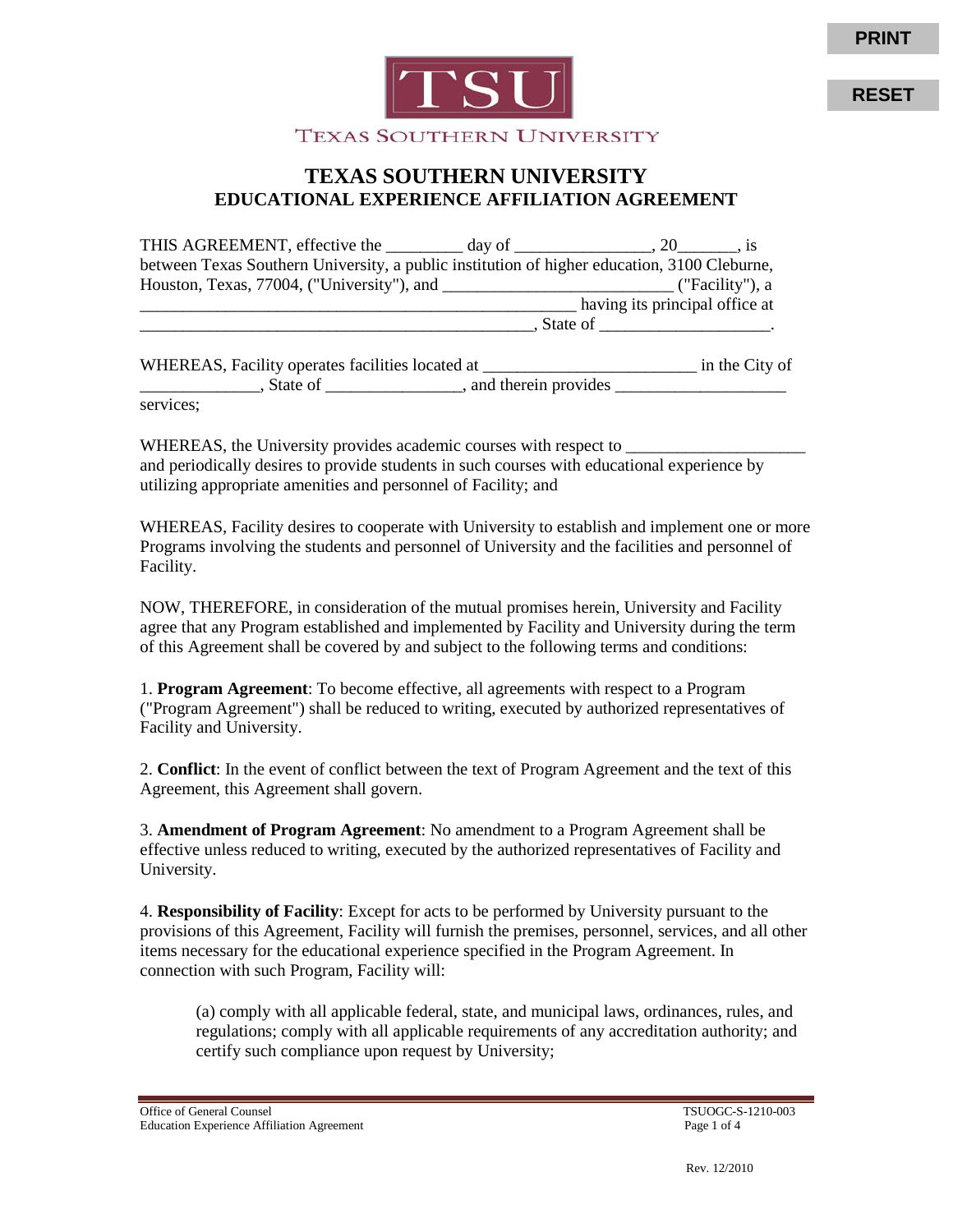# TEXAS SOUTHERN UNIVERSITY
## EDUCATIONAL EXPERIENCE AFFILIATION AGREEMENT

THIS AGREEMENT, effective the _________ day of ________________, 20_______, is between Texas Southern University, a public institution of higher education, 3100 Cleburne, Houston, Texas, 77004, ("University"), and ___________________________ ("Facility"), a _____________________________________________________ having its principal office at _________________________________________________, State of ____________________.

WHEREAS, Facility operates facilities located at _________________________ in the City of ______________, State of ________________, and therein provides ____________________ services;

WHEREAS, the University provides academic courses with respect to _____________________ and periodically desires to provide students in such courses with educational experience by utilizing appropriate amenities and personnel of Facility; and

WHEREAS, Facility desires to cooperate with University to establish and implement one or more Programs involving the students and personnel of University and the facilities and personnel of Facility.

NOW, THEREFORE, in consideration of the mutual promises herein, University and Facility agree that any Program established and implemented by Facility and University during the term of this Agreement shall be covered by and subject to the following terms and conditions:

1. **Program Agreement**: To become effective, all agreements with respect to a Program ("Program Agreement") shall be reduced to writing, executed by authorized representatives of Facility and University.

2. **Conflict**: In the event of conflict between the text of Program Agreement and the text of this Agreement, this Agreement shall govern.

3. **Amendment of Program Agreement**: No amendment to a Program Agreement shall be effective unless reduced to writing, executed by the authorized representatives of Facility and University.

4. **Responsibility of Facility**: Except for acts to be performed by University pursuant to the provisions of this Agreement, Facility will furnish the premises, personnel, services, and all other items necessary for the educational experience specified in the Program Agreement. In connection with such Program, Facility will:

> (a) comply with all applicable federal, state, and municipal laws, ordinances, rules, and regulations; comply with all applicable requirements of any accreditation authority; and certify such compliance upon request by University;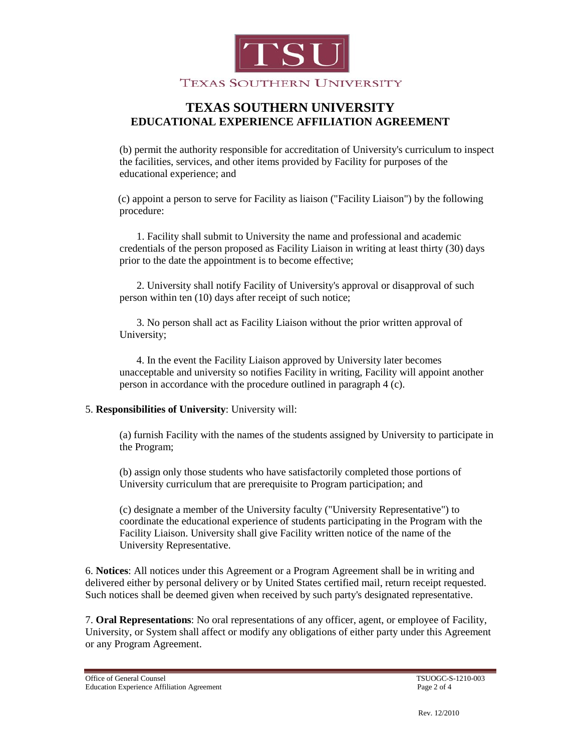(b) permit the authority responsible for accreditation of University's curriculum to inspect the facilities, services, and other items provided by Facility for purposes of the educational experience; and

(c) appoint a person to serve for Facility as liaison ("Facility Liaison") by the following procedure:

1. Facility shall submit to University the name and professional and academic credentials of the person proposed as Facility Liaison in writing at least thirty (30) days prior to the date the appointment is to become effective;

2. University shall notify Facility of University's approval or disapproval of such person within ten (10) days after receipt of such notice;

3. No person shall act as Facility Liaison without the prior written approval of University;

4. In the event the Facility Liaison approved by University later becomes unacceptable and university so notifies Facility in writing, Facility will appoint another person in accordance with the procedure outlined in paragraph 4 (c).

5. **Responsibilities of University**: University will:

(a) furnish Facility with the names of the students assigned by University to participate in the Program;

(b) assign only those students who have satisfactorily completed those portions of University curriculum that are prerequisite to Program participation; and

(c) designate a member of the University faculty ("University Representative") to coordinate the educational experience of students participating in the Program with the Facility Liaison. University shall give Facility written notice of the name of the University Representative.

6. **Notices**: All notices under this Agreement or a Program Agreement shall be in writing and delivered either by personal delivery or by United States certified mail, return receipt requested. Such notices shall be deemed given when received by such party's designated representative.

7. **Oral Representations**: No oral representations of any officer, agent, or employee of Facility, University, or System shall affect or modify any obligations of either party under this Agreement or any Program Agreement.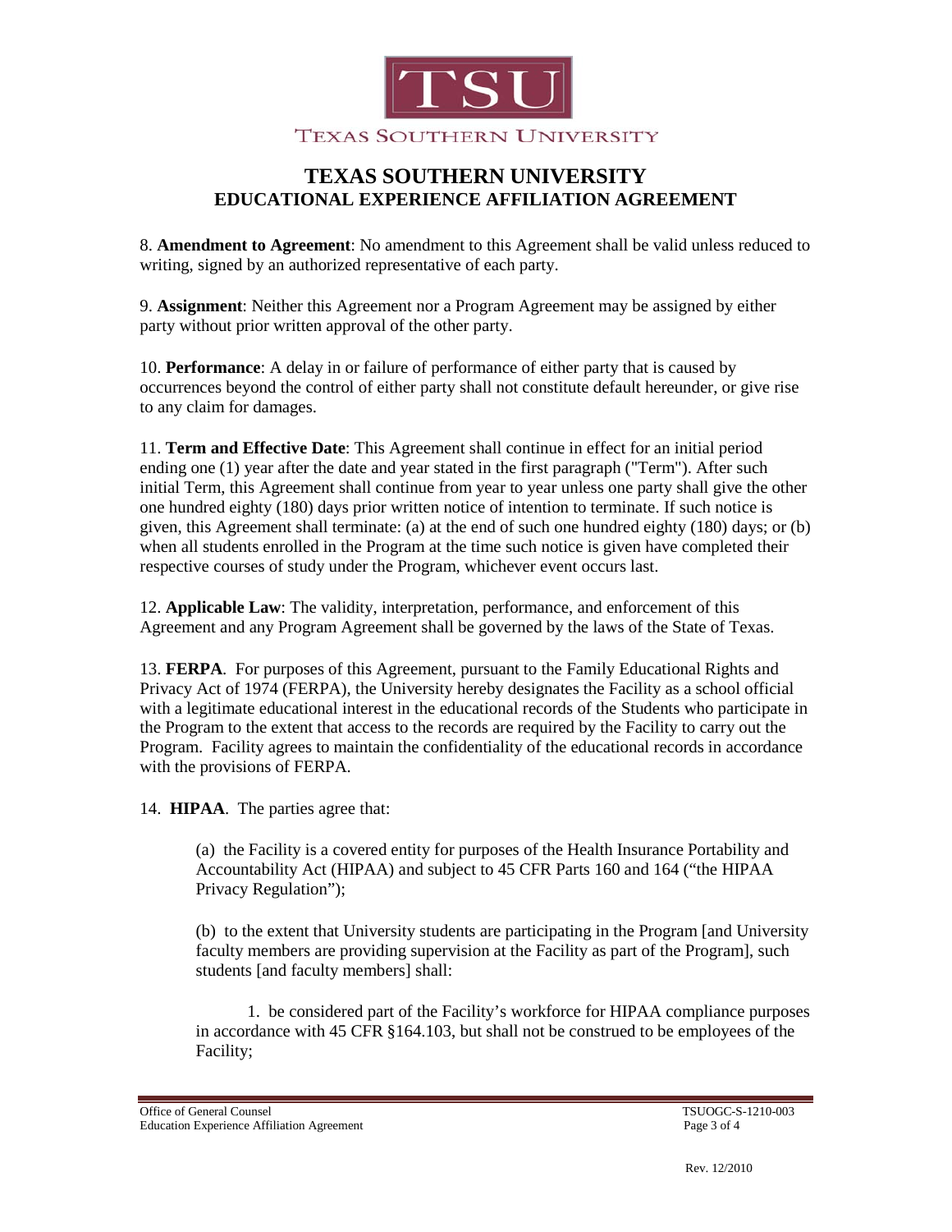# TEXAS SOUTHERN UNIVERSITY
## EDUCATIONAL EXPERIENCE AFFILIATION AGREEMENT

8. **Amendment to Agreement**: No amendment to this Agreement shall be valid unless reduced to writing, signed by an authorized representative of each party.

9. **Assignment**: Neither this Agreement nor a Program Agreement may be assigned by either party without prior written approval of the other party.

10. **Performance**: A delay in or failure of performance of either party that is caused by occurrences beyond the control of either party shall not constitute default hereunder, or give rise to any claim for damages.

11. **Term and Effective Date**: This Agreement shall continue in effect for an initial period ending one (1) year after the date and year stated in the first paragraph ("Term"). After such initial Term, this Agreement shall continue from year to year unless one party shall give the other one hundred eighty (180) days prior written notice of intention to terminate. If such notice is given, this Agreement shall terminate: (a) at the end of such one hundred eighty (180) days; or (b) when all students enrolled in the Program at the time such notice is given have completed their respective courses of study under the Program, whichever event occurs last.

12. **Applicable Law**: The validity, interpretation, performance, and enforcement of this Agreement and any Program Agreement shall be governed by the laws of the State of Texas.

13. **FERPA**. For purposes of this Agreement, pursuant to the Family Educational Rights and Privacy Act of 1974 (FERPA), the University hereby designates the Facility as a school official with a legitimate educational interest in the educational records of the Students who participate in the Program to the extent that access to the records are required by the Facility to carry out the Program. Facility agrees to maintain the confidentiality of the educational records in accordance with the provisions of FERPA.

14. **HIPAA**. The parties agree that:

(a) the Facility is a covered entity for purposes of the Health Insurance Portability and Accountability Act (HIPAA) and subject to 45 CFR Parts 160 and 164 ("the HIPAA Privacy Regulation");

(b) to the extent that University students are participating in the Program [and University faculty members are providing supervision at the Facility as part of the Program], such students [and faculty members] shall:

1. be considered part of the Facility's workforce for HIPAA compliance purposes in accordance with 45 CFR §164.103, but shall not be construed to be employees of the Facility;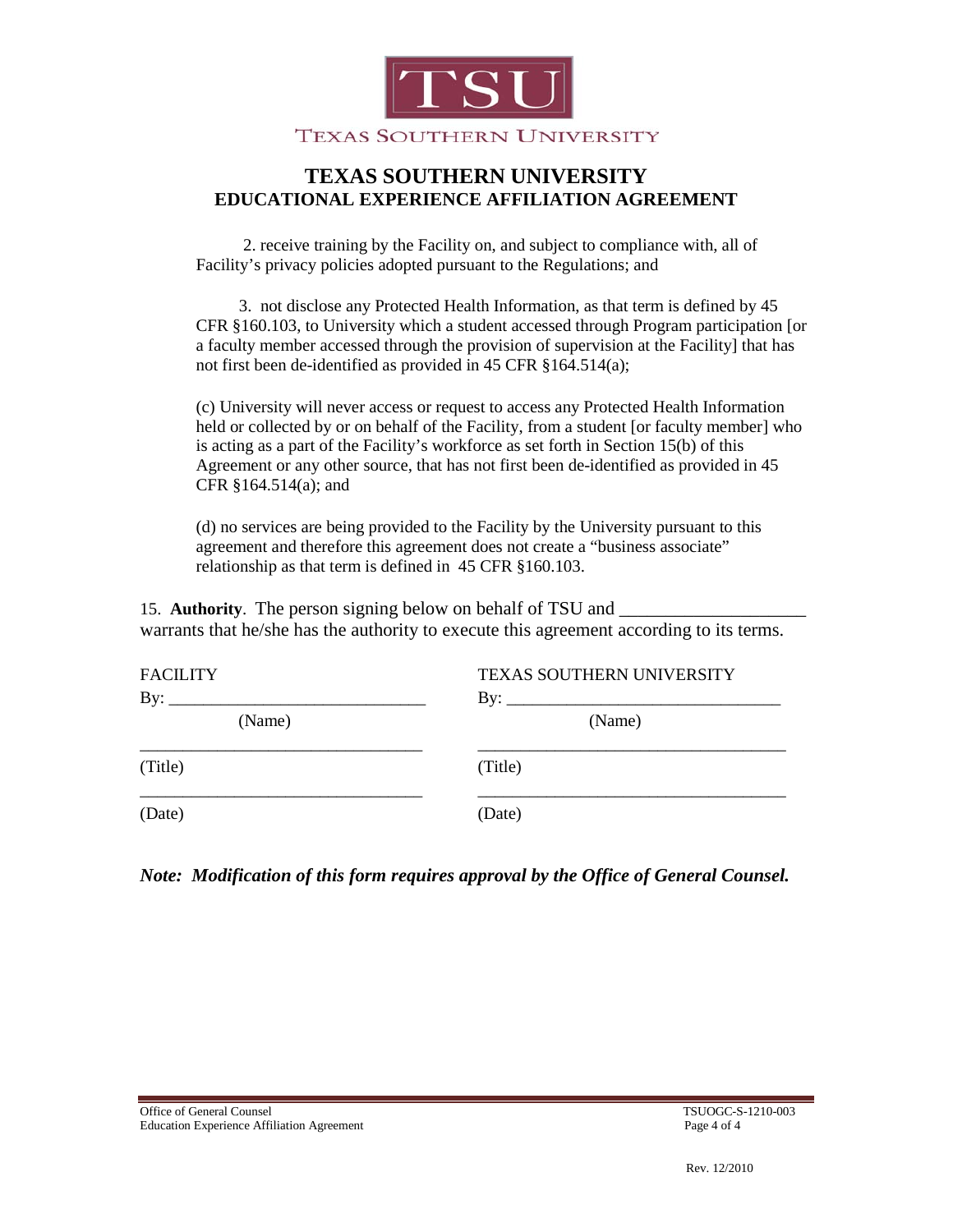# TEXAS SOUTHERN UNIVERSITY

## EDUCATIONAL EXPERIENCE AFFILIATION AGREEMENT

2. receive training by the Facility on, and subject to compliance with, all of Facility's privacy policies adopted pursuant to the Regulations; and

3. not disclose any Protected Health Information, as that term is defined by 45 CFR §160.103, to University which a student accessed through Program participation [or a faculty member accessed through the provision of supervision at the Facility] that has not first been de-identified as provided in 45 CFR §164.514(a);

(c) University will never access or request to access any Protected Health Information held or collected by or on behalf of the Facility, from a student [or faculty member] who is acting as a part of the Facility's workforce as set forth in Section 15(b) of this Agreement or any other source, that has not first been de-identified as provided in 45 CFR §164.514(a); and

(d) no services are being provided to the Facility by the University pursuant to this agreement and therefore this agreement does not create a "business associate" relationship as that term is defined in 45 CFR §160.103.

15. **Authority**. The person signing below on behalf of TSU and ____________________ warrants that he/she has the authority to execute this agreement according to its terms.

| FACILITY | TEXAS SOUTHERN UNIVERSITY |
|---|---|
| By: ______________________________ | By: ________________________________ |
| (Name) | (Name) |
| __________________________________ | ____________________________________ |
| (Title) | (Title) |
| __________________________________ | ____________________________________ |
| (Date) | (Date) |

***Note: Modification of this form requires approval by the Office of General Counsel.***

Office of General Counsel
Education Experience Affiliation Agreement

TSUOGC-S-1210-003

Rev. 12/2010